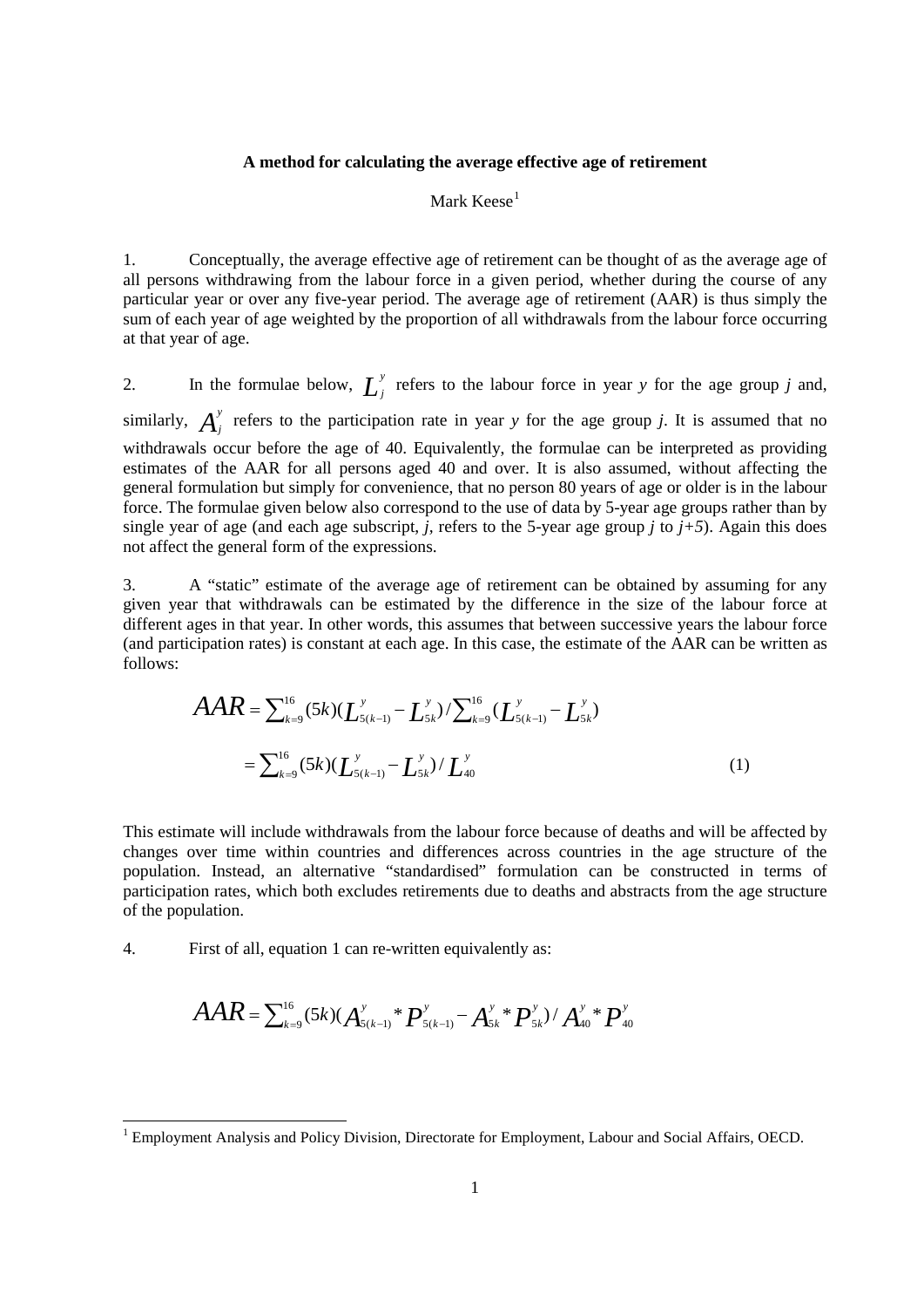**A method for calculating the average effective age of retirement**

Mark Keese[1]

1. Conceptually, the average effective age of retirement can be thought of as the average age of all persons withdrawing from the labour force in a given period, whether during the course of any particular year or over any five-year period. The average age of retirement (AAR) is thus simply the sum of each year of age weighted by the proportion of all withdrawals from the labour force occurring at that year of age.

2. In the formulae below, $L_j^y$ refers to the labour force in year *y* for the age group *j* and, similarly, $A_j^y$ refers to the participation rate in year *y* for the age group *j*. It is assumed that no withdrawals occur before the age of 40. Equivalently, the formulae can be interpreted as providing estimates of the AAR for all persons aged 40 and over. It is also assumed, without affecting the general formulation but simply for convenience, that no person 80 years of age or older is in the labour force. The formulae given below also correspond to the use of data by 5-year age groups rather than by single year of age (and each age subscript, *j*, refers to the 5-year age group *j* to *j+5*). Again this does not affect the general form of the expressions.

3. A "static" estimate of the average age of retirement can be obtained by assuming for any given year that withdrawals can be estimated by the difference in the size of the labour force at different ages in that year. In other words, this assumes that between successive years the labour force (and participation rates) is constant at each age. In this case, the estimate of the AAR can be written as follows:

$$AAR = \sum_{k=9}^{16}(5k)(L_{5(k-1)}^{y} - L_{5k}^{y}) / \sum_{k=9}^{16}(L_{5(k-1)}^{y} - L_{5k}^{y})$$

$$= \sum_{k=9}^{16}(5k)(L_{5(k-1)}^{y} - L_{5k}^{y}) / L_{40}^{y} \qquad (1)$$

This estimate will include withdrawals from the labour force because of deaths and will be affected by changes over time within countries and differences across countries in the age structure of the population. Instead, an alternative "standardised" formulation can be constructed in terms of participation rates, which both excludes retirements due to deaths and abstracts from the age structure of the population.

4. First of all, equation 1 can re-written equivalently as:

$$AAR = \sum_{k=9}^{16}(5k)(A_{5(k-1)}^{y} * P_{5(k-1)}^{y} - A_{5k}^{y} * P_{5k}^{y}) / A_{40}^{y} * P_{40}^{y}$$

[1] Employment Analysis and Policy Division, Directorate for Employment, Labour and Social Affairs, OECD.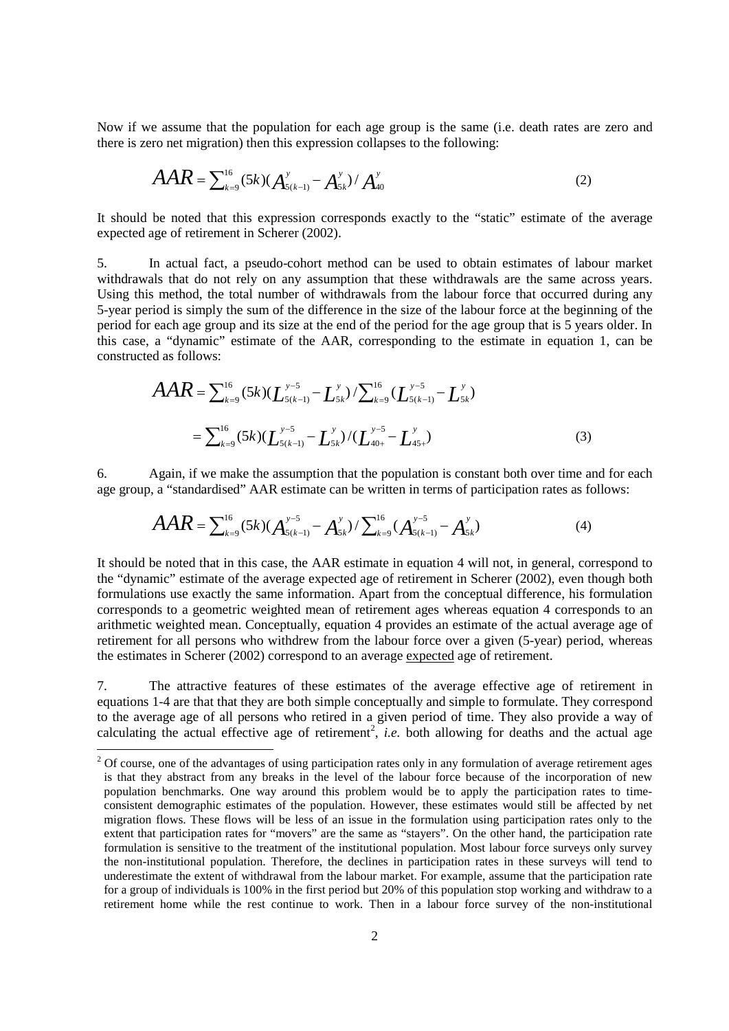Now if we assume that the population for each age group is the same (i.e. death rates are zero and there is zero net migration) then this expression collapses to the following:

$$AAR = \sum_{k=9}^{16} (5k)(A^{y}_{5(k-1)} - A^{y}_{5k}) / A^{y}_{40} \tag{2}$$

It should be noted that this expression corresponds exactly to the "static" estimate of the average expected age of retirement in Scherer (2002).

5. In actual fact, a pseudo-cohort method can be used to obtain estimates of labour market withdrawals that do not rely on any assumption that these withdrawals are the same across years. Using this method, the total number of withdrawals from the labour force that occurred during any 5-year period is simply the sum of the difference in the size of the labour force at the beginning of the period for each age group and its size at the end of the period for the age group that is 5 years older. In this case, a "dynamic" estimate of the AAR, corresponding to the estimate in equation 1, can be constructed as follows:

$$\begin{aligned} AAR &= \sum_{k=9}^{16} (5k)(L^{y-5}_{5(k-1)} - L^{y}_{5k}) / \sum_{k=9}^{16} (L^{y-5}_{5(k-1)} - L^{y}_{5k}) \\ &= \sum_{k=9}^{16} (5k)(L^{y-5}_{5(k-1)} - L^{y}_{5k}) / (L^{y-5}_{40+} - L^{y}_{45+}) \end{aligned} \tag{3}$$

6. Again, if we make the assumption that the population is constant both over time and for each age group, a "standardised" AAR estimate can be written in terms of participation rates as follows:

$$AAR = \sum_{k=9}^{16} (5k)(A^{y-5}_{5(k-1)} - A^{y}_{5k}) / \sum_{k=9}^{16} (A^{y-5}_{5(k-1)} - A^{y}_{5k}) \tag{4}$$

It should be noted that in this case, the AAR estimate in equation 4 will not, in general, correspond to the "dynamic" estimate of the average expected age of retirement in Scherer (2002), even though both formulations use exactly the same information. Apart from the conceptual difference, his formulation corresponds to a geometric weighted mean of retirement ages whereas equation 4 corresponds to an arithmetic weighted mean. Conceptually, equation 4 provides an estimate of the actual average age of retirement for all persons who withdrew from the labour force over a given (5-year) period, whereas the estimates in Scherer (2002) correspond to an average <u>expected</u> age of retirement.

7. The attractive features of these estimates of the average effective age of retirement in equations 1-4 are that that they are both simple conceptually and simple to formulate. They correspond to the average age of all persons who retired in a given period of time. They also provide a way of calculating the actual effective age of retirement[2], *i.e.* both allowing for deaths and the actual age

[2] Of course, one of the advantages of using participation rates only in any formulation of average retirement ages is that they abstract from any breaks in the level of the labour force because of the incorporation of new population benchmarks. One way around this problem would be to apply the participation rates to time-consistent demographic estimates of the population. However, these estimates would still be affected by net migration flows. These flows will be less of an issue in the formulation using participation rates only to the extent that participation rates for "movers" are the same as "stayers". On the other hand, the participation rate formulation is sensitive to the treatment of the institutional population. Most labour force surveys only survey the non-institutional population. Therefore, the declines in participation rates in these surveys will tend to underestimate the extent of withdrawal from the labour market. For example, assume that the participation rate for a group of individuals is 100% in the first period but 20% of this population stop working and withdraw to a retirement home while the rest continue to work. Then in a labour force survey of the non-institutional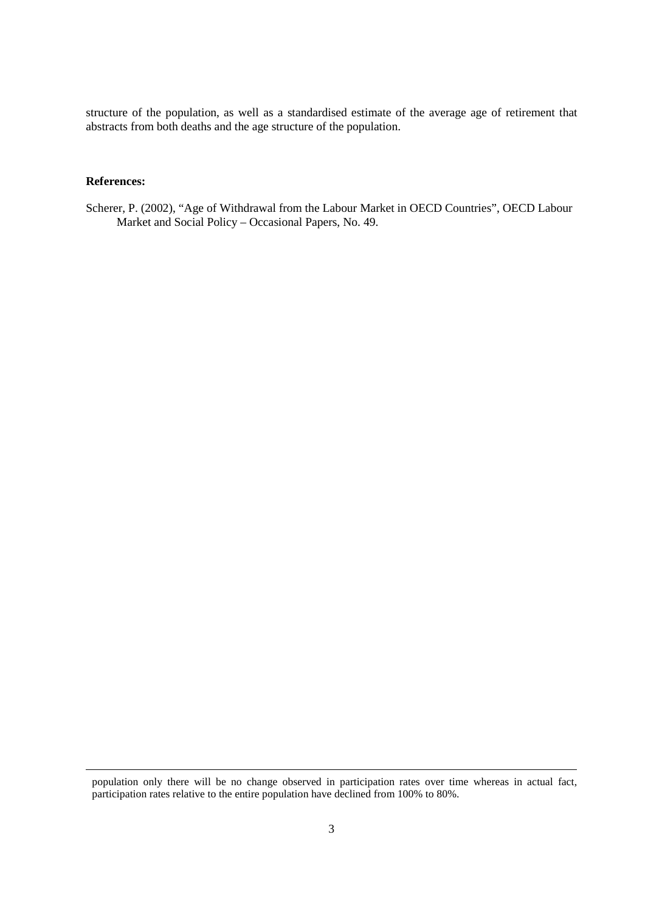structure of the population, as well as a standardised estimate of the average age of retirement that abstracts from both deaths and the age structure of the population.

**References:**

Scherer, P. (2002), "Age of Withdrawal from the Labour Market in OECD Countries", OECD Labour Market and Social Policy – Occasional Papers, No. 49.

---

population only there will be no change observed in participation rates over time whereas in actual fact, participation rates relative to the entire population have declined from 100% to 80%.